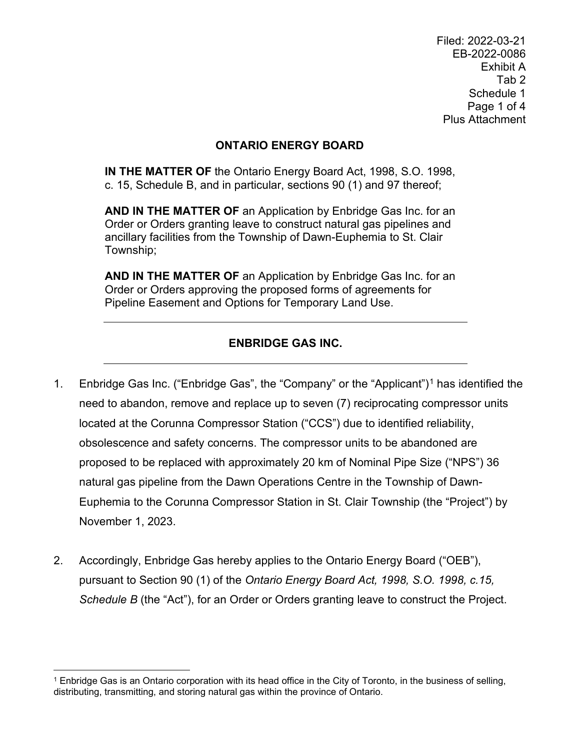Filed: 2022-03-21
EB-2022-0086
Exhibit A
Tab 2
Schedule 1
Page 1 of 4
Plus Attachment

## ONTARIO ENERGY BOARD

**IN THE MATTER OF** the Ontario Energy Board Act, 1998, S.O. 1998, c. 15, Schedule B, and in particular, sections 90 (1) and 97 thereof;

**AND IN THE MATTER OF** an Application by Enbridge Gas Inc. for an Order or Orders granting leave to construct natural gas pipelines and ancillary facilities from the Township of Dawn-Euphemia to St. Clair Township;

**AND IN THE MATTER OF** an Application by Enbridge Gas Inc. for an Order or Orders approving the proposed forms of agreements for Pipeline Easement and Options for Temporary Land Use.

---

## ENBRIDGE GAS INC.

---

1. Enbridge Gas Inc. ("Enbridge Gas", the "Company" or the "Applicant")[1] has identified the need to abandon, remove and replace up to seven (7) reciprocating compressor units located at the Corunna Compressor Station ("CCS") due to identified reliability, obsolescence and safety concerns. The compressor units to be abandoned are proposed to be replaced with approximately 20 km of Nominal Pipe Size ("NPS") 36 natural gas pipeline from the Dawn Operations Centre in the Township of Dawn-Euphemia to the Corunna Compressor Station in St. Clair Township (the "Project") by November 1, 2023.

2. Accordingly, Enbridge Gas hereby applies to the Ontario Energy Board ("OEB"), pursuant to Section 90 (1) of the *Ontario Energy Board Act, 1998, S.O. 1998, c.15, Schedule B* (the "Act"), for an Order or Orders granting leave to construct the Project.

---

[1] Enbridge Gas is an Ontario corporation with its head office in the City of Toronto, in the business of selling, distributing, transmitting, and storing natural gas within the province of Ontario.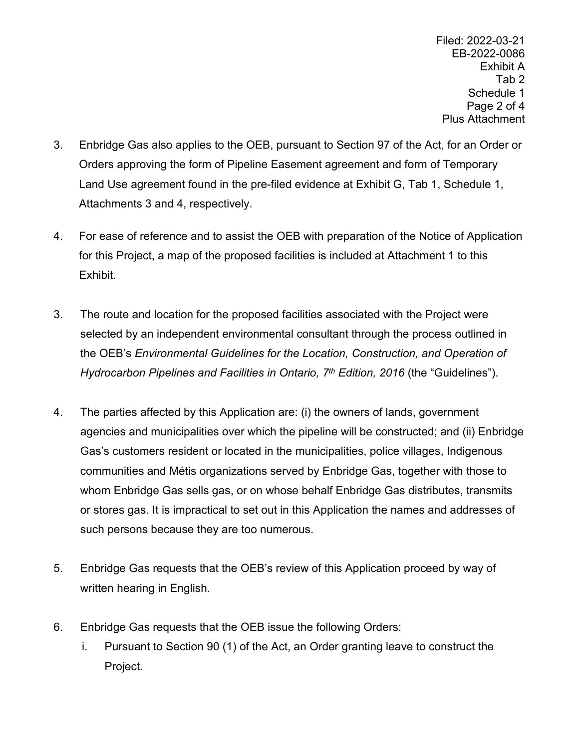3. Enbridge Gas also applies to the OEB, pursuant to Section 97 of the Act, for an Order or Orders approving the form of Pipeline Easement agreement and form of Temporary Land Use agreement found in the pre-filed evidence at Exhibit G, Tab 1, Schedule 1, Attachments 3 and 4, respectively.

4. For ease of reference and to assist the OEB with preparation of the Notice of Application for this Project, a map of the proposed facilities is included at Attachment 1 to this Exhibit.

3. The route and location for the proposed facilities associated with the Project were selected by an independent environmental consultant through the process outlined in the OEB's *Environmental Guidelines for the Location, Construction, and Operation of Hydrocarbon Pipelines and Facilities in Ontario, 7th Edition, 2016* (the "Guidelines").

4. The parties affected by this Application are: (i) the owners of lands, government agencies and municipalities over which the pipeline will be constructed; and (ii) Enbridge Gas's customers resident or located in the municipalities, police villages, Indigenous communities and Métis organizations served by Enbridge Gas, together with those to whom Enbridge Gas sells gas, or on whose behalf Enbridge Gas distributes, transmits or stores gas. It is impractical to set out in this Application the names and addresses of such persons because they are too numerous.

5. Enbridge Gas requests that the OEB's review of this Application proceed by way of written hearing in English.

6. Enbridge Gas requests that the OEB issue the following Orders:
   i. Pursuant to Section 90 (1) of the Act, an Order granting leave to construct the Project.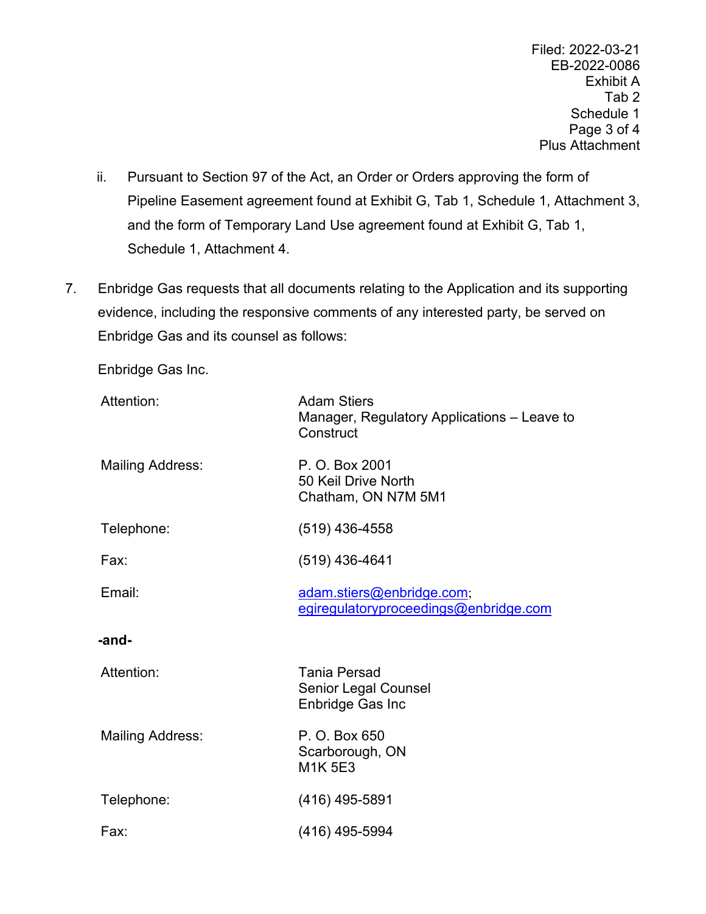ii. Pursuant to Section 97 of the Act, an Order or Orders approving the form of Pipeline Easement agreement found at Exhibit G, Tab 1, Schedule 1, Attachment 3, and the form of Temporary Land Use agreement found at Exhibit G, Tab 1, Schedule 1, Attachment 4.

7. Enbridge Gas requests that all documents relating to the Application and its supporting evidence, including the responsive comments of any interested party, be served on Enbridge Gas and its counsel as follows:

Enbridge Gas Inc.

| | |
|---|---|
| Attention: | Adam Stiers<br>Manager, Regulatory Applications – Leave to Construct |
| Mailing Address: | P. O. Box 2001<br>50 Keil Drive North<br>Chatham, ON N7M 5M1 |
| Telephone: | (519) 436-4558 |
| Fax: | (519) 436-4641 |
| Email: | adam.stiers@enbridge.com;<br>egiregulatoryproceedings@enbridge.com |

**-and-**

| | |
|---|---|
| Attention: | Tania Persad<br>Senior Legal Counsel<br>Enbridge Gas Inc |
| Mailing Address: | P. O. Box 650<br>Scarborough, ON<br>M1K 5E3 |
| Telephone: | (416) 495-5891 |
| Fax: | (416) 495-5994 |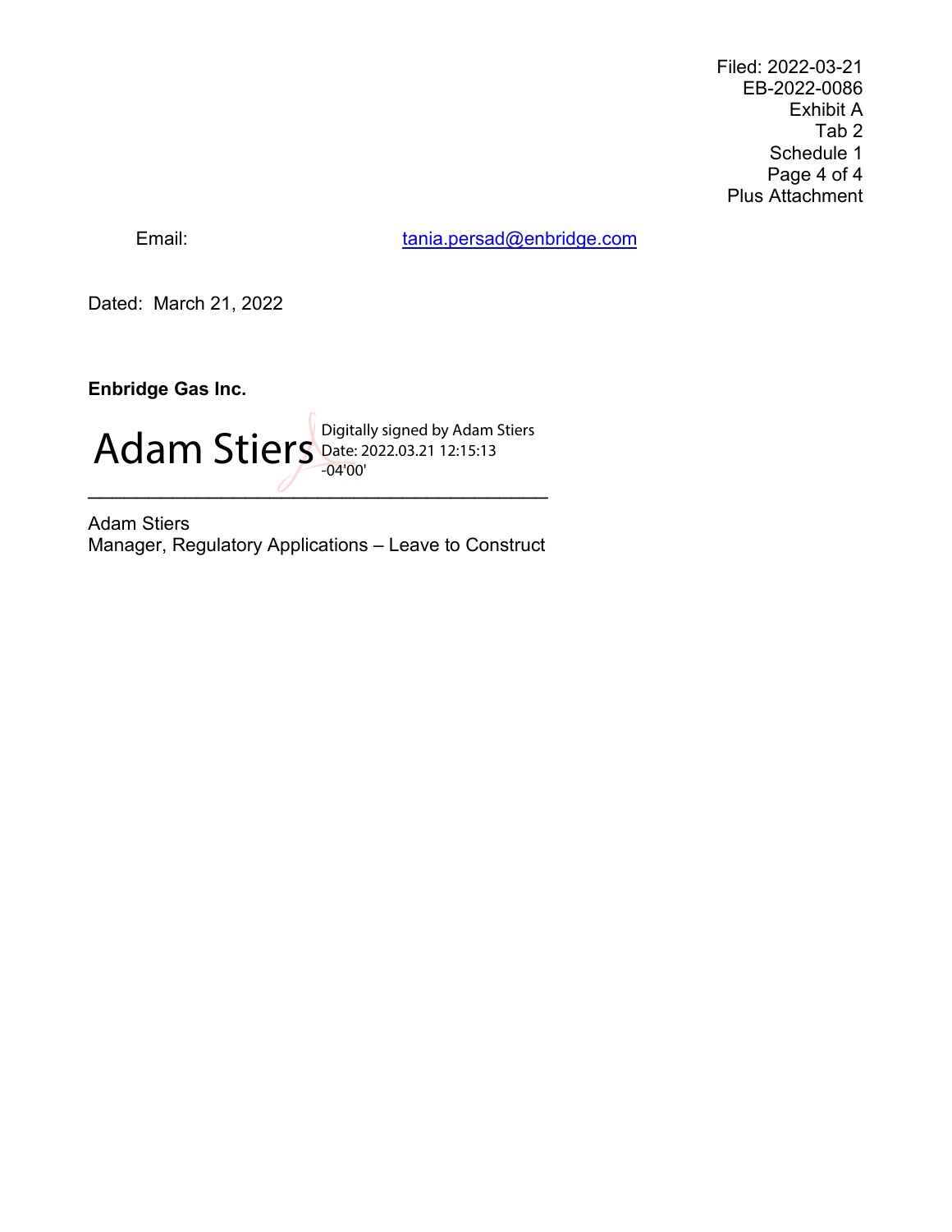Filed: 2022-03-21
EB-2022-0086
Exhibit A
Tab 2
Schedule 1
Plus Attachment

Email: tania.persad@enbridge.com

Dated: March 21, 2022

**Enbridge Gas Inc.**

Adam Stiers
Digitally signed by Adam Stiers
Date: 2022.03.21 12:15:13 -04'00'

___________________________________________

Adam Stiers
Manager, Regulatory Applications – Leave to Construct